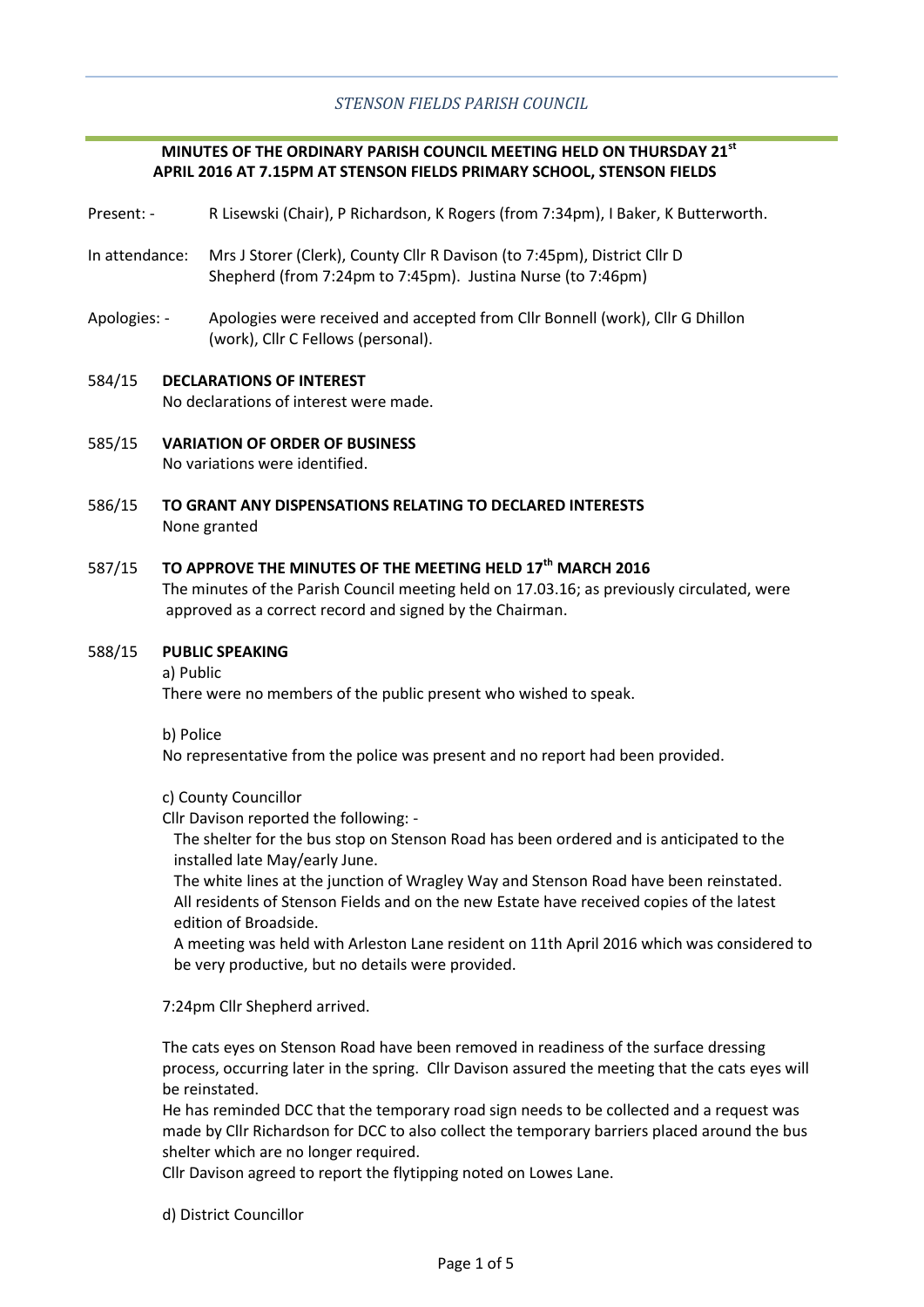*STENSON FIELDS PARISH COUNCIL*

**MINUTES OF THE ORDINARY PARISH COUNCIL MEETING HELD ON THURSDAY 21st APRIL 2016 AT 7.15PM AT STENSON FIELDS PRIMARY SCHOOL, STENSON FIELDS**

Present: - R Lisewski (Chair), P Richardson, K Rogers (from 7:34pm), I Baker, K Butterworth.

In attendance: Mrs J Storer (Clerk), County Cllr R Davison (to 7:45pm), District Cllr D Shepherd (from 7:24pm to 7:45pm). Justina Nurse (to 7:46pm)

Apologies: - Apologies were received and accepted from Cllr Bonnell (work), Cllr G Dhillon (work), Cllr C Fellows (personal).

584/15 **DECLARATIONS OF INTEREST**

No declarations of interest were made.

585/15 **VARIATION OF ORDER OF BUSINESS**

No variations were identified.

586/15 **TO GRANT ANY DISPENSATIONS RELATING TO DECLARED INTERESTS**

None granted

587/15 **TO APPROVE THE MINUTES OF THE MEETING HELD 17th MARCH 2016**

The minutes of the Parish Council meeting held on 17.03.16; as previously circulated, were approved as a correct record and signed by the Chairman.

588/15 **PUBLIC SPEAKING**

a) Public

There were no members of the public present who wished to speak.

b) Police

No representative from the police was present and no report had been provided.

c) County Councillor

Cllr Davison reported the following: -

The shelter for the bus stop on Stenson Road has been ordered and is anticipated to the installed late May/early June.

The white lines at the junction of Wragley Way and Stenson Road have been reinstated.

All residents of Stenson Fields and on the new Estate have received copies of the latest edition of Broadside.

A meeting was held with Arleston Lane resident on 11th April 2016 which was considered to be very productive, but no details were provided.

7:24pm Cllr Shepherd arrived.

The cats eyes on Stenson Road have been removed in readiness of the surface dressing process, occurring later in the spring. Cllr Davison assured the meeting that the cats eyes will be reinstated.

He has reminded DCC that the temporary road sign needs to be collected and a request was made by Cllr Richardson for DCC to also collect the temporary barriers placed around the bus shelter which are no longer required.

Cllr Davison agreed to report the flytipping noted on Lowes Lane.

d) District Councillor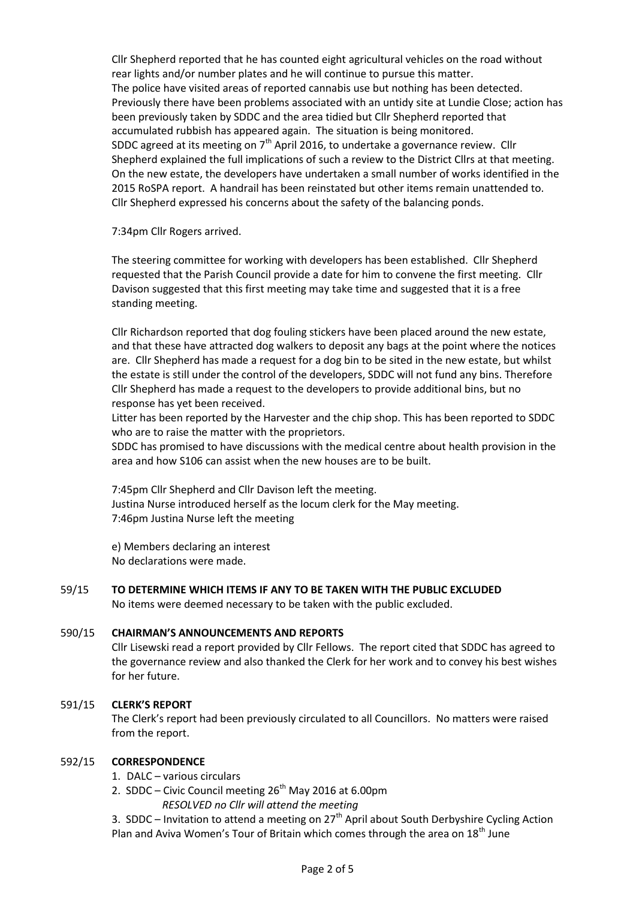Cllr Shepherd reported that he has counted eight agricultural vehicles on the road without rear lights and/or number plates and he will continue to pursue this matter.
The police have visited areas of reported cannabis use but nothing has been detected.
Previously there have been problems associated with an untidy site at Lundie Close; action has been previously taken by SDDC and the area tidied but Cllr Shepherd reported that accumulated rubbish has appeared again. The situation is being monitored.
SDDC agreed at its meeting on 7th April 2016, to undertake a governance review. Cllr Shepherd explained the full implications of such a review to the District Cllrs at that meeting.
On the new estate, the developers have undertaken a small number of works identified in the 2015 RoSPA report. A handrail has been reinstated but other items remain unattended to. Cllr Shepherd expressed his concerns about the safety of the balancing ponds.

7:34pm Cllr Rogers arrived.

The steering committee for working with developers has been established. Cllr Shepherd requested that the Parish Council provide a date for him to convene the first meeting. Cllr Davison suggested that this first meeting may take time and suggested that it is a free standing meeting.

Cllr Richardson reported that dog fouling stickers have been placed around the new estate, and that these have attracted dog walkers to deposit any bags at the point where the notices are. Cllr Shepherd has made a request for a dog bin to be sited in the new estate, but whilst the estate is still under the control of the developers, SDDC will not fund any bins. Therefore Cllr Shepherd has made a request to the developers to provide additional bins, but no response has yet been received.
Litter has been reported by the Harvester and the chip shop. This has been reported to SDDC who are to raise the matter with the proprietors.
SDDC has promised to have discussions with the medical centre about health provision in the area and how S106 can assist when the new houses are to be built.

7:45pm Cllr Shepherd and Cllr Davison left the meeting.
Justina Nurse introduced herself as the locum clerk for the May meeting.
7:46pm Justina Nurse left the meeting

e) Members declaring an interest
No declarations were made.

59/15 **TO DETERMINE WHICH ITEMS IF ANY TO BE TAKEN WITH THE PUBLIC EXCLUDED**
No items were deemed necessary to be taken with the public excluded.

590/15 **CHAIRMAN'S ANNOUNCEMENTS AND REPORTS**
Cllr Lisewski read a report provided by Cllr Fellows. The report cited that SDDC has agreed to the governance review and also thanked the Clerk for her work and to convey his best wishes for her future.

591/15 **CLERK'S REPORT**
The Clerk's report had been previously circulated to all Councillors. No matters were raised from the report.

592/15 **CORRESPONDENCE**

1. DALC – various circulars
2. SDDC – Civic Council meeting 26th May 2016 at 6.00pm
   *RESOLVED no Cllr will attend the meeting*
3. SDDC – Invitation to attend a meeting on 27th April about South Derbyshire Cycling Action Plan and Aviva Women's Tour of Britain which comes through the area on 18th June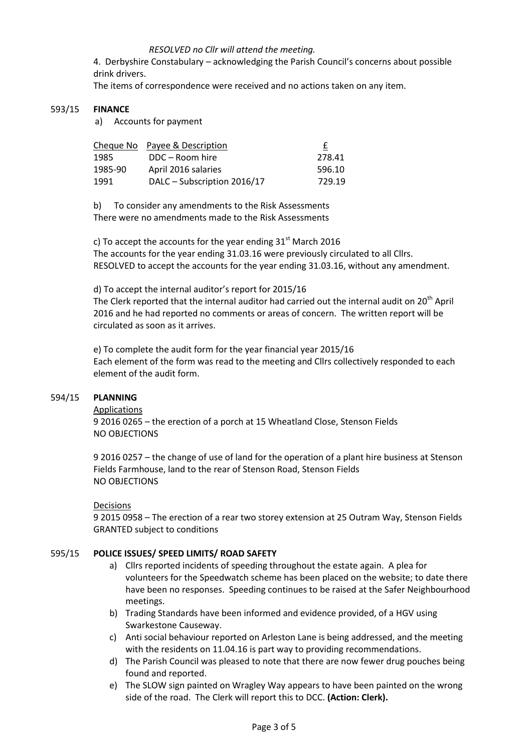*RESOLVED no Cllr will attend the meeting.*

4. Derbyshire Constabulary – acknowledging the Parish Council's concerns about possible drink drivers.

The items of correspondence were received and no actions taken on any item.

## 593/15 FINANCE

a) Accounts for payment

| Cheque No | Payee & Description | £ |
|---|---|---|
| 1985 | DDC – Room hire | 278.41 |
| 1985-90 | April 2016 salaries | 596.10 |
| 1991 | DALC – Subscription 2016/17 | 729.19 |

b) To consider any amendments to the Risk Assessments

There were no amendments made to the Risk Assessments

c) To accept the accounts for the year ending 31st March 2016

The accounts for the year ending 31.03.16 were previously circulated to all Cllrs.

RESOLVED to accept the accounts for the year ending 31.03.16, without any amendment.

d) To accept the internal auditor's report for 2015/16

The Clerk reported that the internal auditor had carried out the internal audit on 20th April 2016 and he had reported no comments or areas of concern. The written report will be circulated as soon as it arrives.

e) To complete the audit form for the year financial year 2015/16

Each element of the form was read to the meeting and Cllrs collectively responded to each element of the audit form.

## 594/15 PLANNING

Applications

9 2016 0265 – the erection of a porch at 15 Wheatland Close, Stenson Fields
NO OBJECTIONS

9 2016 0257 – the change of use of land for the operation of a plant hire business at Stenson Fields Farmhouse, land to the rear of Stenson Road, Stenson Fields
NO OBJECTIONS

Decisions

9 2015 0958 – The erection of a rear two storey extension at 25 Outram Way, Stenson Fields
GRANTED subject to conditions

## 595/15 POLICE ISSUES/ SPEED LIMITS/ ROAD SAFETY

a) Cllrs reported incidents of speeding throughout the estate again. A plea for volunteers for the Speedwatch scheme has been placed on the website; to date there have been no responses. Speeding continues to be raised at the Safer Neighbourhood meetings.
b) Trading Standards have been informed and evidence provided, of a HGV using Swarkestone Causeway.
c) Anti social behaviour reported on Arleston Lane is being addressed, and the meeting with the residents on 11.04.16 is part way to providing recommendations.
d) The Parish Council was pleased to note that there are now fewer drug pouches being found and reported.
e) The SLOW sign painted on Wragley Way appears to have been painted on the wrong side of the road. The Clerk will report this to DCC. **(Action: Clerk).**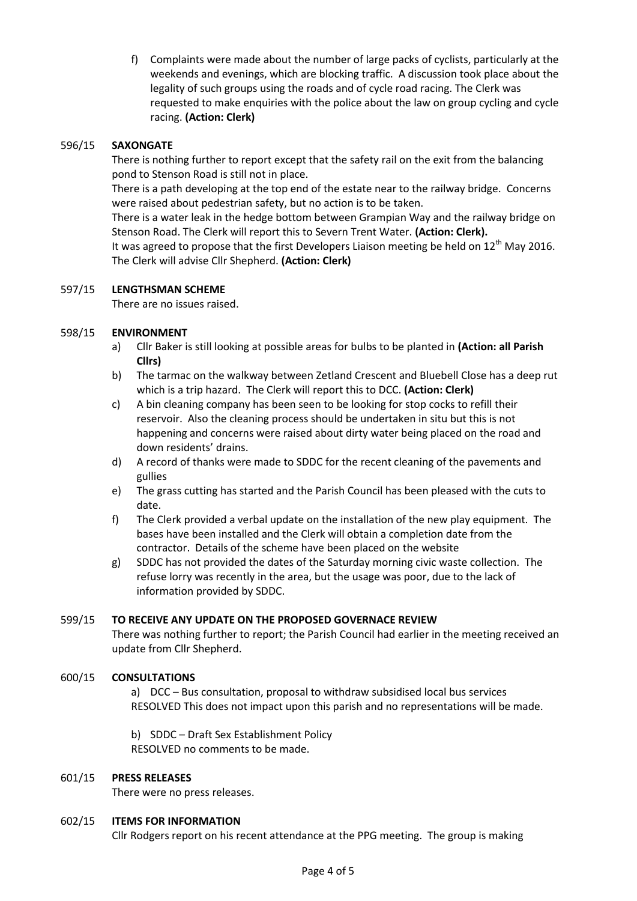f) Complaints were made about the number of large packs of cyclists, particularly at the weekends and evenings, which are blocking traffic. A discussion took place about the legality of such groups using the roads and of cycle road racing. The Clerk was requested to make enquiries with the police about the law on group cycling and cycle racing. **(Action: Clerk)**

**596/15 SAXONGATE**

There is nothing further to report except that the safety rail on the exit from the balancing pond to Stenson Road is still not in place.

There is a path developing at the top end of the estate near to the railway bridge. Concerns were raised about pedestrian safety, but no action is to be taken.

There is a water leak in the hedge bottom between Grampian Way and the railway bridge on Stenson Road. The Clerk will report this to Severn Trent Water. **(Action: Clerk).**

It was agreed to propose that the first Developers Liaison meeting be held on 12th May 2016. The Clerk will advise Cllr Shepherd. **(Action: Clerk)**

**597/15 LENGTHSMAN SCHEME**

There are no issues raised.

**598/15 ENVIRONMENT**

a) Cllr Baker is still looking at possible areas for bulbs to be planted in **(Action: all Parish Cllrs)**

b) The tarmac on the walkway between Zetland Crescent and Bluebell Close has a deep rut which is a trip hazard. The Clerk will report this to DCC. **(Action: Clerk)**

c) A bin cleaning company has been seen to be looking for stop cocks to refill their reservoir. Also the cleaning process should be undertaken in situ but this is not happening and concerns were raised about dirty water being placed on the road and down residents' drains.

d) A record of thanks were made to SDDC for the recent cleaning of the pavements and gullies

e) The grass cutting has started and the Parish Council has been pleased with the cuts to date.

f) The Clerk provided a verbal update on the installation of the new play equipment. The bases have been installed and the Clerk will obtain a completion date from the contractor. Details of the scheme have been placed on the website

g) SDDC has not provided the dates of the Saturday morning civic waste collection. The refuse lorry was recently in the area, but the usage was poor, due to the lack of information provided by SDDC.

**599/15 TO RECEIVE ANY UPDATE ON THE PROPOSED GOVERNACE REVIEW**

There was nothing further to report; the Parish Council had earlier in the meeting received an update from Cllr Shepherd.

**600/15 CONSULTATIONS**

a) DCC – Bus consultation, proposal to withdraw subsidised local bus services
RESOLVED This does not impact upon this parish and no representations will be made.

b) SDDC – Draft Sex Establishment Policy
RESOLVED no comments to be made.

**601/15 PRESS RELEASES**

There were no press releases.

**602/15 ITEMS FOR INFORMATION**

Cllr Rodgers report on his recent attendance at the PPG meeting. The group is making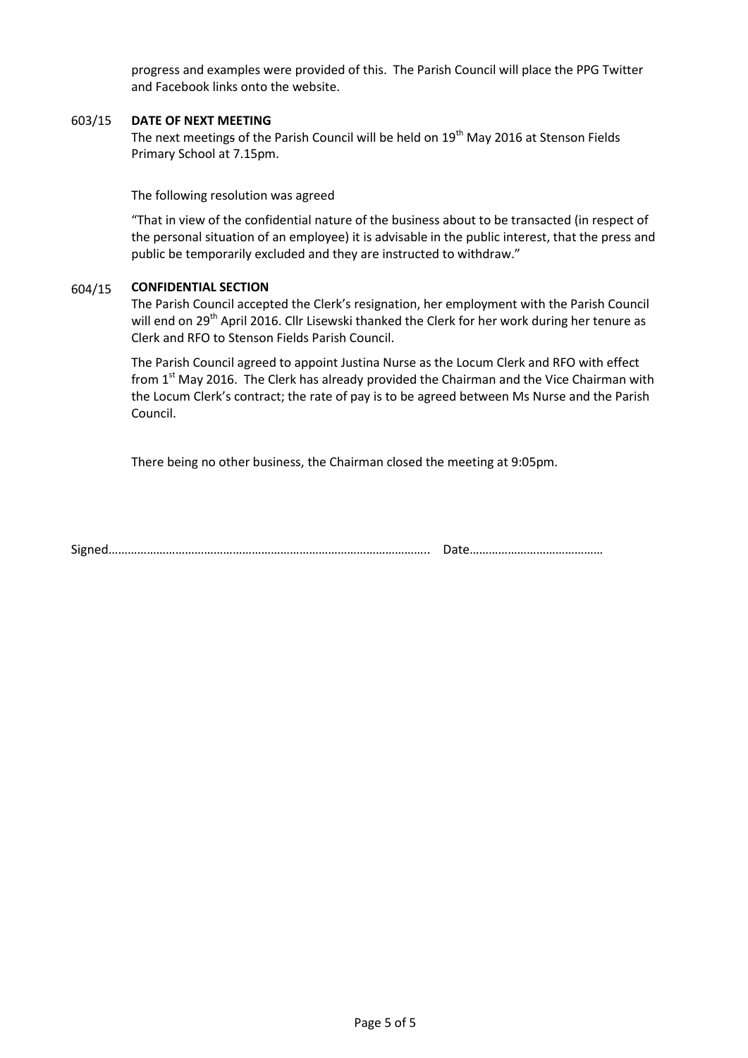progress and examples were provided of this. The Parish Council will place the PPG Twitter and Facebook links onto the website.

603/15 **DATE OF NEXT MEETING**

The next meetings of the Parish Council will be held on 19th May 2016 at Stenson Fields Primary School at 7.15pm.

The following resolution was agreed

"That in view of the confidential nature of the business about to be transacted (in respect of the personal situation of an employee) it is advisable in the public interest, that the press and public be temporarily excluded and they are instructed to withdraw."

604/15 **CONFIDENTIAL SECTION**

The Parish Council accepted the Clerk's resignation, her employment with the Parish Council will end on 29th April 2016. Cllr Lisewski thanked the Clerk for her work during her tenure as Clerk and RFO to Stenson Fields Parish Council.

The Parish Council agreed to appoint Justina Nurse as the Locum Clerk and RFO with effect from 1st May 2016. The Clerk has already provided the Chairman and the Vice Chairman with the Locum Clerk's contract; the rate of pay is to be agreed between Ms Nurse and the Parish Council.

There being no other business, the Chairman closed the meeting at 9:05pm.

Signed………………………………………………………………………………………….. Date……………………………………